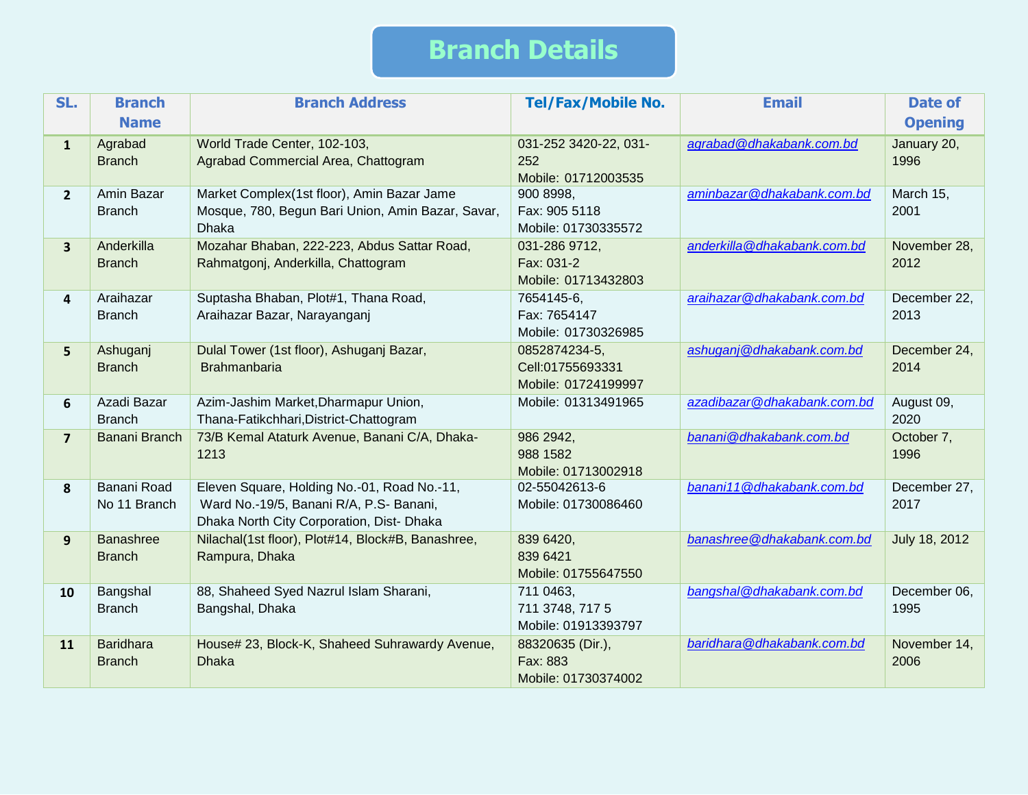# Branch Details

| SL. | Branch Name | Branch Address | Tel/Fax/Mobile No. | Email | Date of Opening |
|---|---|---|---|---|---|
| 1 | Agrabad Branch | World Trade Center, 102-103, Agrabad Commercial Area, Chattogram | 031-252 3420-22, 031-252 Mobile: 01712003535 | agrabad@dhakabank.com.bd | January 20, 1996 |
| 2 | Amin Bazar Branch | Market Complex(1st floor), Amin Bazar Jame Mosque, 780, Begun Bari Union, Amin Bazar, Savar, Dhaka | 900 8998, Fax: 905 5118 Mobile: 01730335572 | aminbazar@dhakabank.com.bd | March 15, 2001 |
| 3 | Anderkilla Branch | Mozahar Bhaban, 222-223, Abdus Sattar Road, Rahmatgonj, Anderkilla, Chattogram | 031-286 9712, Fax: 031-2 Mobile: 01713432803 | anderkilla@dhakabank.com.bd | November 28, 2012 |
| 4 | Araihazar Branch | Suptasha Bhaban, Plot#1, Thana Road, Araihazar Bazar, Narayanganj | 7654145-6, Fax: 7654147 Mobile: 01730326985 | araihazar@dhakabank.com.bd | December 22, 2013 |
| 5 | Ashuganj Branch | Dulal Tower (1st floor), Ashuganj Bazar, Brahmanbaria | 0852874234-5, Cell:01755693331 Mobile: 01724199997 | ashuganj@dhakabank.com.bd | December 24, 2014 |
| 6 | Azadi Bazar Branch | Azim-Jashim Market,Dharmapur Union, Thana-Fatikchhari,District-Chattogram | Mobile: 01313491965 | azadibazar@dhakabank.com.bd | August 09, 2020 |
| 7 | Banani Branch | 73/B Kemal Ataturk Avenue, Banani C/A, Dhaka-1213 | 986 2942, 988 1582 Mobile: 01713002918 | banani@dhakabank.com.bd | October 7, 1996 |
| 8 | Banani Road No 11 Branch | Eleven Square, Holding No.-01, Road No.-11, Ward No.-19/5, Banani R/A, P.S- Banani, Dhaka North City Corporation, Dist- Dhaka | 02-55042613-6 Mobile: 01730086460 | banani11@dhakabank.com.bd | December 27, 2017 |
| 9 | Banashree Branch | Nilachal(1st floor), Plot#14, Block#B, Banashree, Rampura, Dhaka | 839 6420, 839 6421 Mobile: 01755647550 | banashree@dhakabank.com.bd | July 18, 2012 |
| 10 | Bangshal Branch | 88, Shaheed Syed Nazrul Islam Sharani, Bangshal, Dhaka | 711 0463, 711 3748, 717 5 Mobile: 01913393797 | bangshal@dhakabank.com.bd | December 06, 1995 |
| 11 | Baridhara Branch | House# 23, Block-K, Shaheed Suhrawardy Avenue, Dhaka | 88320635 (Dir.), Fax: 883 Mobile: 01730374002 | baridhara@dhakabank.com.bd | November 14, 2006 |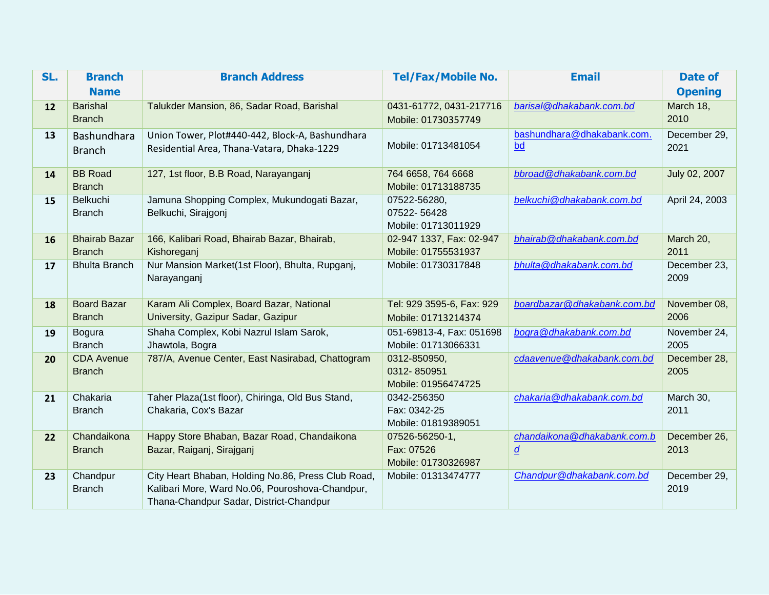| SL. | Branch Name | Branch Address | Tel/Fax/Mobile No. | Email | Date of Opening |
|---|---|---|---|---|---|
| 12 | Barishal Branch | Talukder Mansion, 86, Sadar Road, Barishal | 0431-61772, 0431-217716 Mobile: 01730357749 | barisal@dhakabank.com.bd | March 18, 2010 |
| 13 | Bashundhara Branch | Union Tower, Plot#440-442, Block-A, Bashundhara Residential Area, Thana-Vatara, Dhaka-1229 | Mobile: 01713481054 | bashundhara@dhakabank.com.bd | December 29, 2021 |
| 14 | BB Road Branch | 127, 1st floor, B.B Road, Narayanganj | 764 6658, 764 6668 Mobile: 01713188735 | bbroad@dhakabank.com.bd | July 02, 2007 |
| 15 | Belkuchi Branch | Jamuna Shopping Complex, Mukundogati Bazar, Belkuchi, Sirajgonj | 07522-56280, 07522- 56428 Mobile: 01713011929 | belkuchi@dhakabank.com.bd | April 24, 2003 |
| 16 | Bhairab Bazar Branch | 166, Kalibari Road, Bhairab Bazar, Bhairab, Kishoreganj | 02-947 1337, Fax: 02-947 Mobile: 01755531937 | bhairab@dhakabank.com.bd | March 20, 2011 |
| 17 | Bhulta Branch | Nur Mansion Market(1st Floor), Bhulta, Rupganj, Narayanganj | Mobile: 01730317848 | bhulta@dhakabank.com.bd | December 23, 2009 |
| 18 | Board Bazar Branch | Karam Ali Complex, Board Bazar, National University, Gazipur Sadar, Gazipur | Tel: 929 3595-6, Fax: 929 Mobile: 01713214374 | boardbazar@dhakabank.com.bd | November 08, 2006 |
| 19 | Bogura Branch | Shaha Complex, Kobi Nazrul Islam Sarok, Jhawtola, Bogra | 051-69813-4, Fax: 051698 Mobile: 01713066331 | bogra@dhakabank.com.bd | November 24, 2005 |
| 20 | CDA Avenue Branch | 787/A, Avenue Center, East Nasirabad, Chattogram | 0312-850950, 0312- 850951 Mobile: 01956474725 | cdaavenue@dhakabank.com.bd | December 28, 2005 |
| 21 | Chakaria Branch | Taher Plaza(1st floor), Chiringa, Old Bus Stand, Chakaria, Cox's Bazar | 0342-256350 Fax: 0342-25 Mobile: 01819389051 | chakaria@dhakabank.com.bd | March 30, 2011 |
| 22 | Chandaikona Branch | Happy Store Bhaban, Bazar Road, Chandaikona Bazar, Raiganj, Sirajganj | 07526-56250-1, Fax: 07526 Mobile: 01730326987 | chandaikona@dhakabank.com.bd | December 26, 2013 |
| 23 | Chandpur Branch | City Heart Bhaban, Holding No.86, Press Club Road, Kalibari More, Ward No.06, Pouroshova-Chandpur, Thana-Chandpur Sadar, District-Chandpur | Mobile: 01313474777 | Chandpur@dhakabank.com.bd | December 29, 2019 |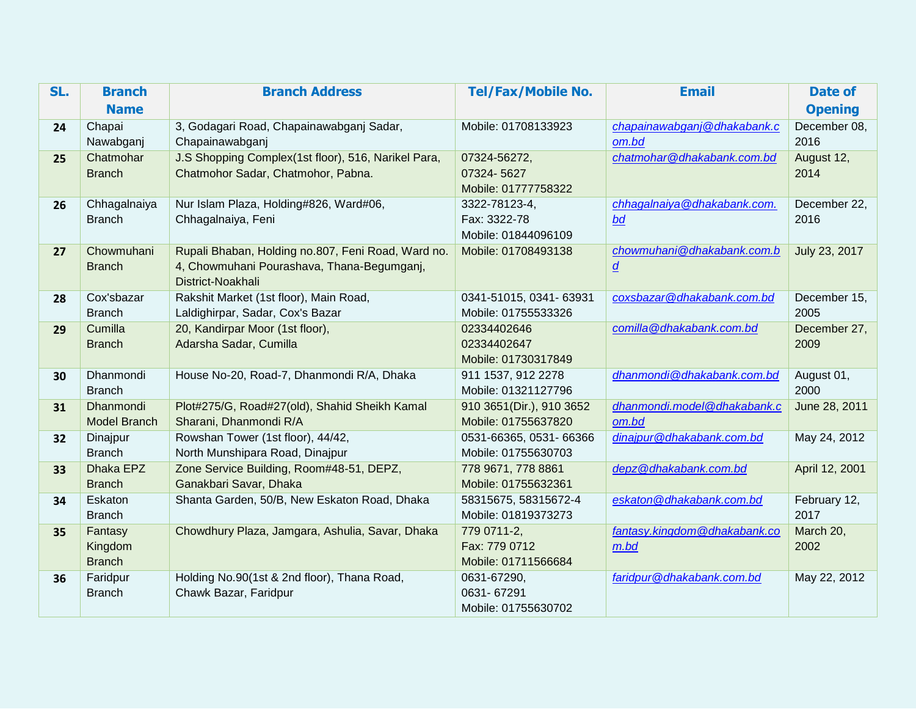| SL. | Branch Name | Branch Address | Tel/Fax/Mobile No. | Email | Date of Opening |
|---|---|---|---|---|---|
| 24 | Chapai Nawabganj | 3, Godagari Road, Chapainawabganj Sadar, Chapainawabganj | Mobile: 01708133923 | chapainawabganj@dhakabank.com.bd | December 08, 2016 |
| 25 | Chatmohar Branch | J.S Shopping Complex(1st floor), 516, Narikel Para, Chatmohor Sadar, Chatmohor, Pabna. | 07324-56272, 07324- 5627 Mobile: 01777758322 | chatmohar@dhakabank.com.bd | August 12, 2014 |
| 26 | Chhagalnaiya Branch | Nur Islam Plaza, Holding#826, Ward#06, Chhagalnaiya, Feni | 3322-78123-4, Fax: 3322-78 Mobile: 01844096109 | chhagalnaiya@dhakabank.com.bd | December 22, 2016 |
| 27 | Chowmuhani Branch | Rupali Bhaban, Holding no.807, Feni Road, Ward no. 4, Chowmuhani Pourashava, Thana-Begumganj, District-Noakhali | Mobile: 01708493138 | chowmuhani@dhakabank.com.bd | July 23, 2017 |
| 28 | Cox'sbazar Branch | Rakshit Market (1st floor), Main Road, Laldighirpar, Sadar, Cox's Bazar | 0341-51015, 0341- 63931 Mobile: 01755533326 | coxsbazar@dhakabank.com.bd | December 15, 2005 |
| 29 | Cumilla Branch | 20, Kandirpar Moor (1st floor), Adarsha Sadar, Cumilla | 02334402646 02334402647 Mobile: 01730317849 | comilla@dhakabank.com.bd | December 27, 2009 |
| 30 | Dhanmondi Branch | House No-20, Road-7, Dhanmondi R/A, Dhaka | 911 1537, 912 2278 Mobile: 01321127796 | dhanmondi@dhakabank.com.bd | August 01, 2000 |
| 31 | Dhanmondi Model Branch | Plot#275/G, Road#27(old), Shahid Sheikh Kamal Sharani, Dhanmondi R/A | 910 3651(Dir.), 910 3652 Mobile: 01755637820 | dhanmondi.model@dhakabank.com.bd | June 28, 2011 |
| 32 | Dinajpur Branch | Rowshan Tower (1st floor), 44/42, North Munshipara Road, Dinajpur | 0531-66365, 0531- 66366 Mobile: 01755630703 | dinajpur@dhakabank.com.bd | May 24, 2012 |
| 33 | Dhaka EPZ Branch | Zone Service Building, Room#48-51, DEPZ, Ganakbari Savar, Dhaka | 778 9671, 778 8861 Mobile: 01755632361 | depz@dhakabank.com.bd | April 12, 2001 |
| 34 | Eskaton Branch | Shanta Garden, 50/B, New Eskaton Road, Dhaka | 58315675, 58315672-4 Mobile: 01819373273 | eskaton@dhakabank.com.bd | February 12, 2017 |
| 35 | Fantasy Kingdom Branch | Chowdhury Plaza, Jamgara, Ashulia, Savar, Dhaka | 779 0711-2, Fax: 779 0712 Mobile: 01711566684 | fantasy.kingdom@dhakabank.com.bd | March 20, 2002 |
| 36 | Faridpur Branch | Holding No.90(1st & 2nd floor), Thana Road, Chawk Bazar, Faridpur | 0631-67290, 0631- 67291 Mobile: 01755630702 | faridpur@dhakabank.com.bd | May 22, 2012 |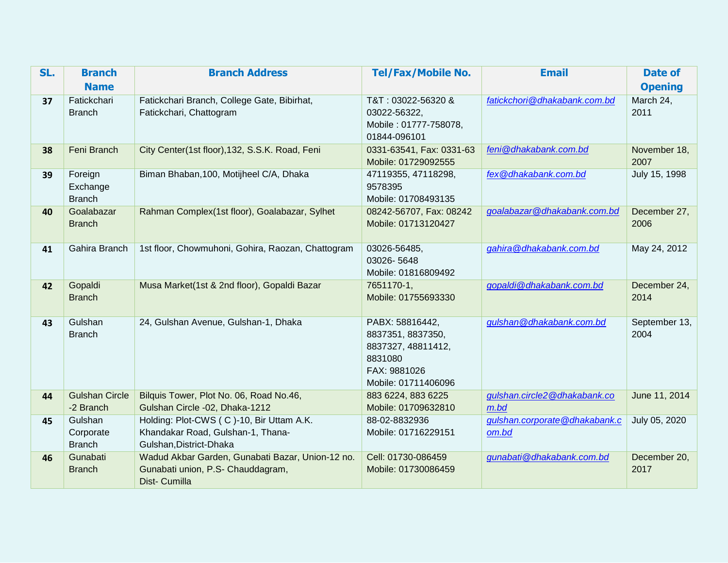| SL. | Branch Name | Branch Address | Tel/Fax/Mobile No. | Email | Date of Opening |
|---|---|---|---|---|---|
| 37 | Fatickchari Branch | Fatickchari Branch, College Gate, Bibirhat, Fatickchari, Chattogram | T&T : 03022-56320 & 03022-56322, Mobile : 01777-758078, 01844-096101 | fatickchori@dhakabank.com.bd | March 24, 2011 |
| 38 | Feni Branch | City Center(1st floor),132, S.S.K. Road, Feni | 0331-63541, Fax: 0331-63 Mobile: 01729092555 | feni@dhakabank.com.bd | November 18, 2007 |
| 39 | Foreign Exchange Branch | Biman Bhaban,100, Motijheel C/A, Dhaka | 47119355, 47118298, 9578395 Mobile: 01708493135 | fex@dhakabank.com.bd | July 15, 1998 |
| 40 | Goalabazar Branch | Rahman Complex(1st floor), Goalabazar, Sylhet | 08242-56707, Fax: 08242 Mobile: 01713120427 | goalabazar@dhakabank.com.bd | December 27, 2006 |
| 41 | Gahira Branch | 1st floor, Chowmuhoni, Gohira, Raozan, Chattogram | 03026-56485, 03026- 5648 Mobile: 01816809492 | gahira@dhakabank.com.bd | May 24, 2012 |
| 42 | Gopaldi Branch | Musa Market(1st & 2nd floor), Gopaldi Bazar | 7651170-1, Mobile: 01755693330 | gopaldi@dhakabank.com.bd | December 24, 2014 |
| 43 | Gulshan Branch | 24, Gulshan Avenue, Gulshan-1, Dhaka | PABX: 58816442, 8837351, 8837350, 8837327, 48811412, 8831080 FAX: 9881026 Mobile: 01711406096 | gulshan@dhakabank.com.bd | September 13, 2004 |
| 44 | Gulshan Circle -2 Branch | Bilquis Tower, Plot No. 06, Road No.46, Gulshan Circle -02, Dhaka-1212 | 883 6224, 883 6225 Mobile: 01709632810 | gulshan.circle2@dhakabank.com.bd | June 11, 2014 |
| 45 | Gulshan Corporate Branch | Holding: Plot-CWS ( C )-10, Bir Uttam A.K. Khandakar Road, Gulshan-1, Thana-Gulshan,District-Dhaka | 88-02-8832936 Mobile: 01716229151 | gulshan.corporate@dhakabank.com.bd | July 05, 2020 |
| 46 | Gunabati Branch | Wadud Akbar Garden, Gunabati Bazar, Union-12 no. Gunabati union, P.S- Chauddagram, Dist- Cumilla | Cell: 01730-086459 Mobile: 01730086459 | gunabati@dhakabank.com.bd | December 20, 2017 |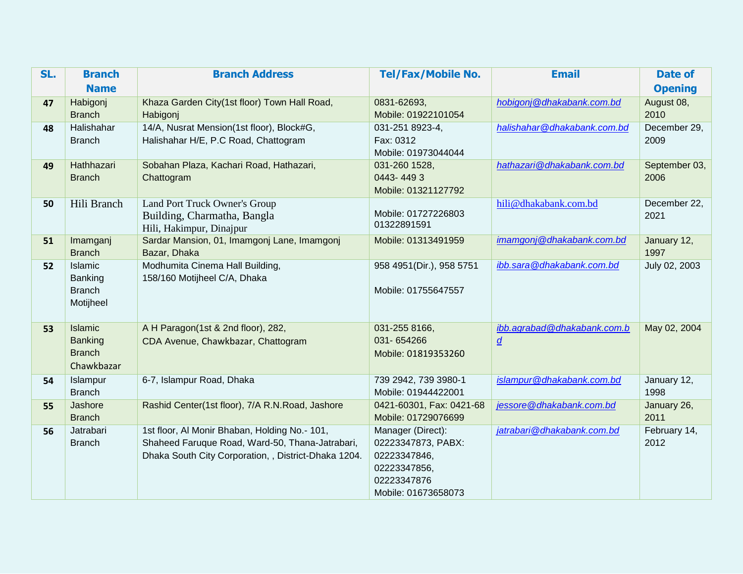| SL. | Branch Name | Branch Address | Tel/Fax/Mobile No. | Email | Date of Opening |
|---|---|---|---|---|---|
| 47 | Habigonj Branch | Khaza Garden City(1st floor) Town Hall Road, Habigonj | 0831-62693, Mobile: 01922101054 | hobigonj@dhakabank.com.bd | August 08, 2010 |
| 48 | Halishahar Branch | 14/A, Nusrat Mension(1st floor), Block#G, Halishahar H/E, P.C Road, Chattogram | 031-251 8923-4, Fax: 0312 Mobile: 01973044044 | halishahar@dhakabank.com.bd | December 29, 2009 |
| 49 | Hathhazari Branch | Sobahan Plaza, Kachari Road, Hathazari, Chattogram | 031-260 1528, 0443- 449 3 Mobile: 01321127792 | hathazari@dhakabank.com.bd | September 03, 2006 |
| 50 | Hili Branch | Land Port Truck Owner's Group Building, Charmatha, Bangla Hili, Hakimpur, Dinajpur | Mobile: 01727226803 01322891591 | hili@dhakabank.com.bd | December 22, 2021 |
| 51 | Imamganj Branch | Sardar Mansion, 01, Imamgonj Lane, Imamgonj Bazar, Dhaka | Mobile: 01313491959 | imamgonj@dhakabank.com.bd | January 12, 1997 |
| 52 | Islamic Banking Branch Motijheel | Modhumita Cinema Hall Building, 158/160 Motijheel C/A, Dhaka | 958 4951(Dir.), 958 5751 Mobile: 01755647557 | ibb.sara@dhakabank.com.bd | July 02, 2003 |
| 53 | Islamic Banking Branch Chawkbazar | A H Paragon(1st & 2nd floor), 282, CDA Avenue, Chawkbazar, Chattogram | 031-255 8166, 031- 654266 Mobile: 01819353260 | ibb.agrabad@dhakabank.com.bd | May 02, 2004 |
| 54 | Islampur Branch | 6-7, Islampur Road, Dhaka | 739 2942, 739 3980-1 Mobile: 01944422001 | islampur@dhakabank.com.bd | January 12, 1998 |
| 55 | Jashore Branch | Rashid Center(1st floor), 7/A R.N.Road, Jashore | 0421-60301, Fax: 0421-68 Mobile: 01729076699 | jessore@dhakabank.com.bd | January 26, 2011 |
| 56 | Jatrabari Branch | 1st floor, Al Monir Bhaban, Holding No.- 101, Shaheed Faruque Road, Ward-50, Thana-Jatrabari, Dhaka South City Corporation, , District-Dhaka 1204. | Manager (Direct): 02223347873, PABX: 02223347846, 02223347856, 02223347876 Mobile: 01673658073 | jatrabari@dhakabank.com.bd | February 14, 2012 |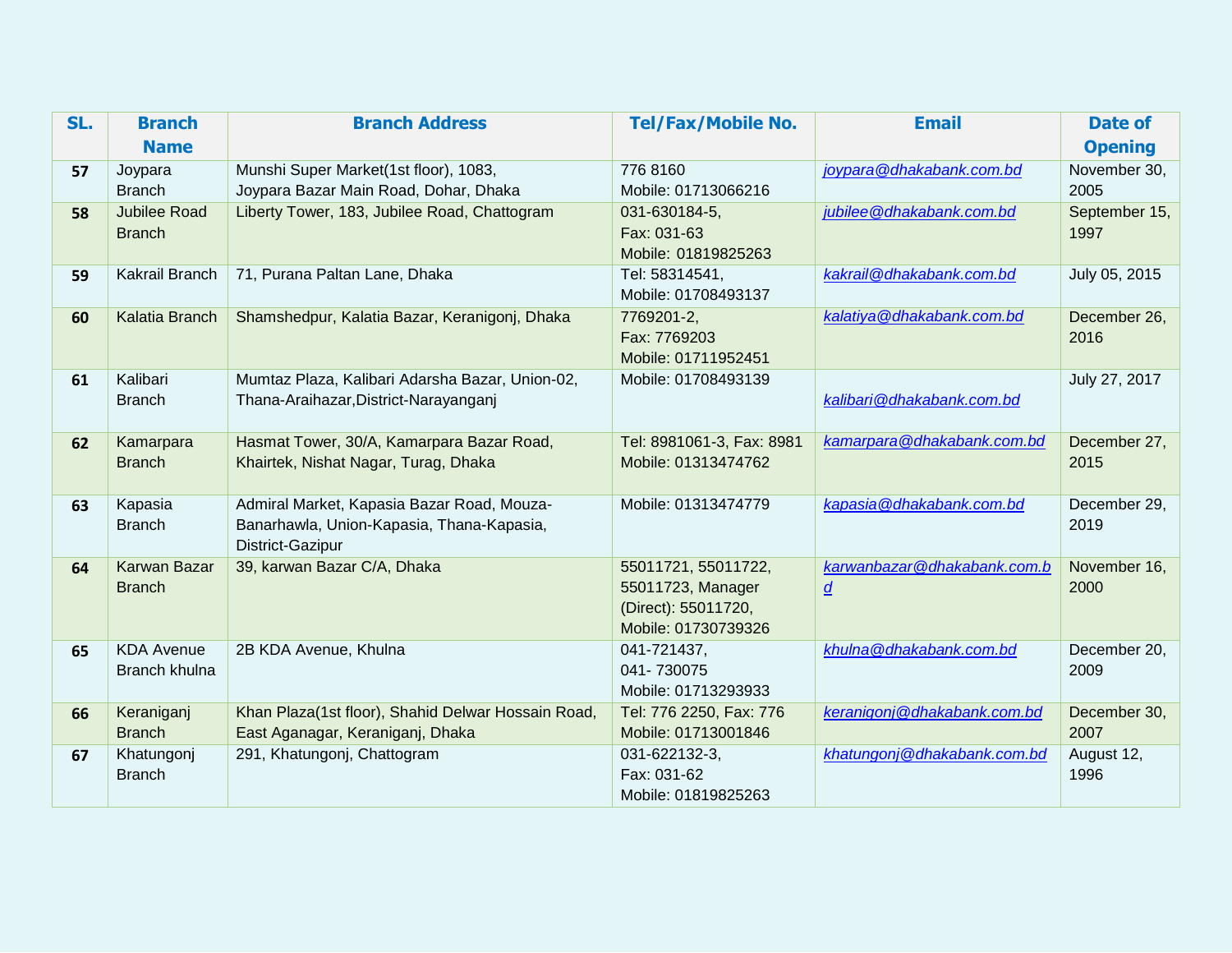| SL. | Branch Name | Branch Address | Tel/Fax/Mobile No. | Email | Date of Opening |
|---|---|---|---|---|---|
| 57 | Joypara Branch | Munshi Super Market(1st floor), 1083, Joypara Bazar Main Road, Dohar, Dhaka | 776 8160 Mobile: 01713066216 | joypara@dhakabank.com.bd | November 30, 2005 |
| 58 | Jubilee Road Branch | Liberty Tower, 183, Jubilee Road, Chattogram | 031-630184-5, Fax: 031-63 Mobile: 01819825263 | jubilee@dhakabank.com.bd | September 15, 1997 |
| 59 | Kakrail Branch | 71, Purana Paltan Lane, Dhaka | Tel: 58314541, Mobile: 01708493137 | kakrail@dhakabank.com.bd | July 05, 2015 |
| 60 | Kalatia Branch | Shamshedpur, Kalatia Bazar, Keranigonj, Dhaka | 7769201-2, Fax: 7769203 Mobile: 01711952451 | kalatiya@dhakabank.com.bd | December 26, 2016 |
| 61 | Kalibari Branch | Mumtaz Plaza, Kalibari Adarsha Bazar, Union-02, Thana-Araihazar,District-Narayanganj | Mobile: 01708493139 | kalibari@dhakabank.com.bd | July 27, 2017 |
| 62 | Kamarpara Branch | Hasmat Tower, 30/A, Kamarpara Bazar Road, Khairtek, Nishat Nagar, Turag, Dhaka | Tel: 8981061-3, Fax: 8981 Mobile: 01313474762 | kamarpara@dhakabank.com.bd | December 27, 2015 |
| 63 | Kapasia Branch | Admiral Market, Kapasia Bazar Road, Mouza-Banarhawla, Union-Kapasia, Thana-Kapasia, District-Gazipur | Mobile: 01313474779 | kapasia@dhakabank.com.bd | December 29, 2019 |
| 64 | Karwan Bazar Branch | 39, karwan Bazar C/A, Dhaka | 55011721, 55011722, 55011723, Manager (Direct): 55011720, Mobile: 01730739326 | karwanbazar@dhakabank.com.bd | November 16, 2000 |
| 65 | KDA Avenue Branch khulna | 2B KDA Avenue, Khulna | 041-721437, 041- 730075 Mobile: 01713293933 | khulna@dhakabank.com.bd | December 20, 2009 |
| 66 | Keraniganj Branch | Khan Plaza(1st floor), Shahid Delwar Hossain Road, East Aganagar, Keraniganj, Dhaka | Tel: 776 2250, Fax: 776 Mobile: 01713001846 | keranigonj@dhakabank.com.bd | December 30, 2007 |
| 67 | Khatungonj Branch | 291, Khatungonj, Chattogram | 031-622132-3, Fax: 031-62 Mobile: 01819825263 | khatungonj@dhakabank.com.bd | August 12, 1996 |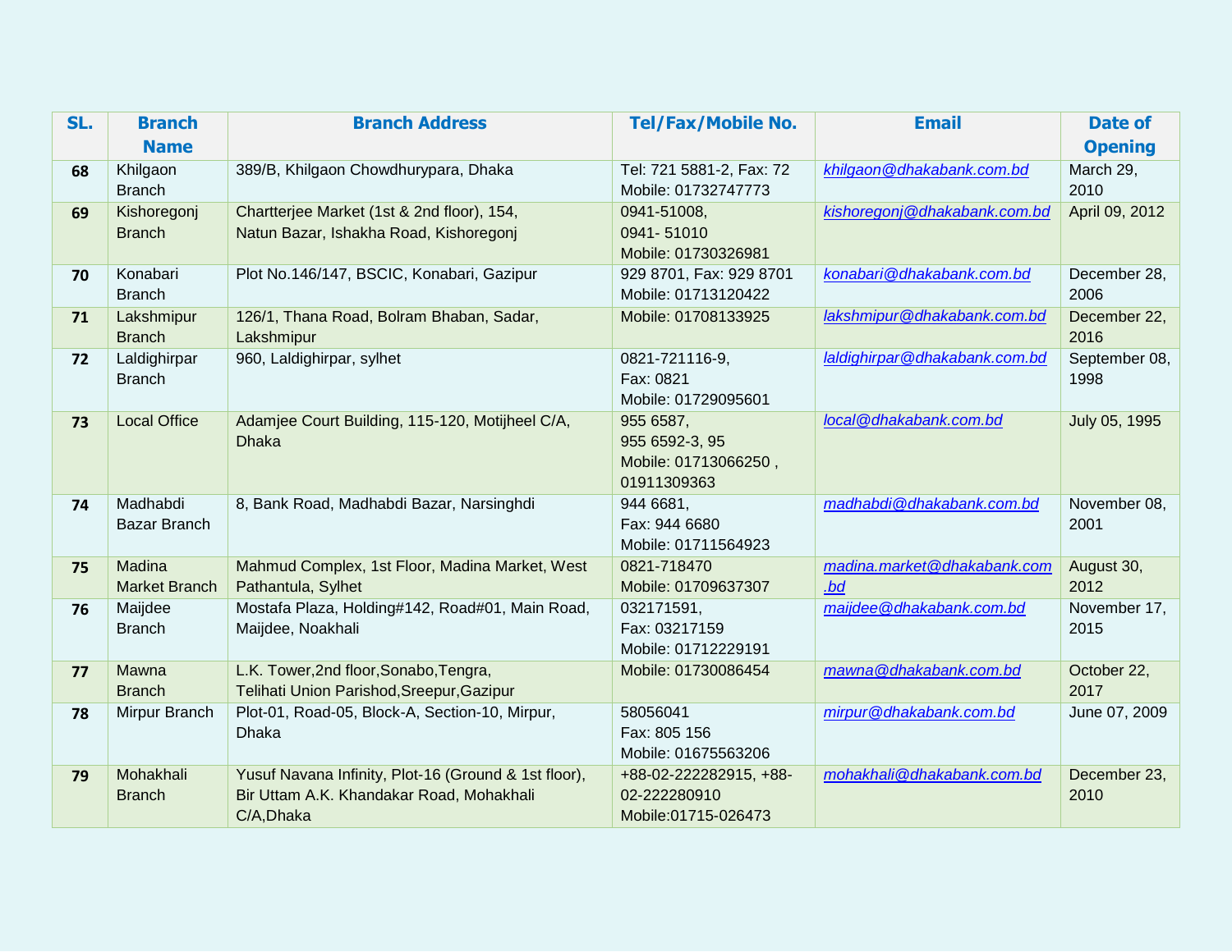| SL. | Branch Name | Branch Address | Tel/Fax/Mobile No. | Email | Date of Opening |
|---|---|---|---|---|---|
| 68 | Khilgaon Branch | 389/B, Khilgaon Chowdhurypara, Dhaka | Tel: 721 5881-2, Fax: 72 Mobile: 01732747773 | khilgaon@dhakabank.com.bd | March 29, 2010 |
| 69 | Kishoregonj Branch | Chartterjee Market (1st & 2nd floor), 154, Natun Bazar, Ishakha Road, Kishoregonj | 0941-51008, 0941- 51010 Mobile: 01730326981 | kishoregonj@dhakabank.com.bd | April 09, 2012 |
| 70 | Konabari Branch | Plot No.146/147, BSCIC, Konabari, Gazipur | 929 8701, Fax: 929 8701 Mobile: 01713120422 | konabari@dhakabank.com.bd | December 28, 2006 |
| 71 | Lakshmipur Branch | 126/1, Thana Road, Bolram Bhaban, Sadar, Lakshmipur | Mobile: 01708133925 | lakshmipur@dhakabank.com.bd | December 22, 2016 |
| 72 | Laldighirpar Branch | 960, Laldighirpar, sylhet | 0821-721116-9, Fax: 0821 Mobile: 01729095601 | laldighirpar@dhakabank.com.bd | September 08, 1998 |
| 73 | Local Office | Adamjee Court Building, 115-120, Motijheel C/A, Dhaka | 955 6587, 955 6592-3, 95 Mobile: 01713066250 , 01911309363 | local@dhakabank.com.bd | July 05, 1995 |
| 74 | Madhabdi Bazar Branch | 8, Bank Road, Madhabdi Bazar, Narsinghdi | 944 6681, Fax: 944 6680 Mobile: 01711564923 | madhabdi@dhakabank.com.bd | November 08, 2001 |
| 75 | Madina Market Branch | Mahmud Complex, 1st Floor, Madina Market, West Pathantula, Sylhet | 0821-718470 Mobile: 01709637307 | madina.market@dhakabank.com.bd | August 30, 2012 |
| 76 | Maijdee Branch | Mostafa Plaza, Holding#142, Road#01, Main Road, Maijdee, Noakhali | 032171591, Fax: 03217159 Mobile: 01712229191 | maijdee@dhakabank.com.bd | November 17, 2015 |
| 77 | Mawna Branch | L.K. Tower,2nd floor,Sonabo,Tengra, Telihati Union Parishod,Sreepur,Gazipur | Mobile: 01730086454 | mawna@dhakabank.com.bd | October 22, 2017 |
| 78 | Mirpur Branch | Plot-01, Road-05, Block-A, Section-10, Mirpur, Dhaka | 58056041 Fax: 805 156 Mobile: 01675563206 | mirpur@dhakabank.com.bd | June 07, 2009 |
| 79 | Mohakhali Branch | Yusuf Navana Infinity, Plot-16 (Ground & 1st floor), Bir Uttam A.K. Khandakar Road, Mohakhali C/A,Dhaka | +88-02-222282915, +88-02-222280910 Mobile:01715-026473 | mohakhali@dhakabank.com.bd | December 23, 2010 |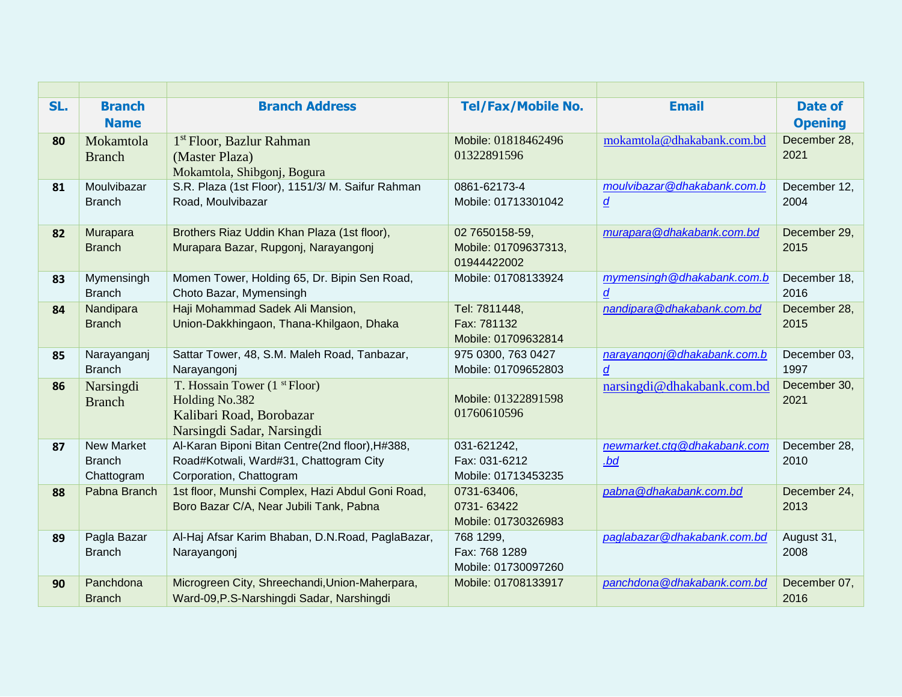| SL. | Branch Name | Branch Address | Tel/Fax/Mobile No. | Email | Date of Opening |
|---|---|---|---|---|---|
| 80 | Mokamtola Branch | 1st Floor, Bazlur Rahman (Master Plaza) Mokamtola, Shibgonj, Bogura | Mobile: 01818462496 01322891596 | mokamtola@dhakabank.com.bd | December 28, 2021 |
| 81 | Moulvibazar Branch | S.R. Plaza (1st Floor), 1151/3/ M. Saifur Rahman Road, Moulvibazar | 0861-62173-4 Mobile: 01713301042 | moulvibazar@dhakabank.com.bd | December 12, 2004 |
| 82 | Murapara Branch | Brothers Riaz Uddin Khan Plaza (1st floor), Murapara Bazar, Rupgonj, Narayangonj | 02 7650158-59, Mobile: 01709637313, 01944422002 | murapara@dhakabank.com.bd | December 29, 2015 |
| 83 | Mymensingh Branch | Momen Tower, Holding 65, Dr. Bipin Sen Road, Choto Bazar, Mymensingh | Mobile: 01708133924 | mymensingh@dhakabank.com.bd | December 18, 2016 |
| 84 | Nandipara Branch | Haji Mohammad Sadek Ali Mansion, Union-Dakkhingaon, Thana-Khilgaon, Dhaka | Tel: 7811448, Fax: 781132 Mobile: 01709632814 | nandipara@dhakabank.com.bd | December 28, 2015 |
| 85 | Narayanganj Branch | Sattar Tower, 48, S.M. Maleh Road, Tanbazar, Narayangonj | 975 0300, 763 0427 Mobile: 01709652803 | narayangonj@dhakabank.com.bd | December 03, 1997 |
| 86 | Narsingdi Branch | T. Hossain Tower (1 st Floor) Holding No.382 Kalibari Road, Borobazar Narsingdi Sadar, Narsingdi | Mobile: 01322891598 01760610596 | narsingdi@dhakabank.com.bd | December 30, 2021 |
| 87 | New Market Branch Chattogram | Al-Karan Biponi Bitan Centre(2nd floor),H#388, Road#Kotwali, Ward#31, Chattogram City Corporation, Chattogram | 031-621242, Fax: 031-6212 Mobile: 01713453235 | newmarket.ctg@dhakabank.com.bd | December 28, 2010 |
| 88 | Pabna Branch | 1st floor, Munshi Complex, Hazi Abdul Goni Road, Boro Bazar C/A, Near Jubili Tank, Pabna | 0731-63406, 0731- 63422 Mobile: 01730326983 | pabna@dhakabank.com.bd | December 24, 2013 |
| 89 | Pagla Bazar Branch | Al-Haj Afsar Karim Bhaban, D.N.Road, PaglaBazar, Narayangonj | 768 1299, Fax: 768 1289 Mobile: 01730097260 | paglabazar@dhakabank.com.bd | August 31, 2008 |
| 90 | Panchdona Branch | Microgreen City, Shreechandi,Union-Maherpara, Ward-09,P.S-Narshingdi Sadar, Narshingdi | Mobile: 01708133917 | panchdona@dhakabank.com.bd | December 07, 2016 |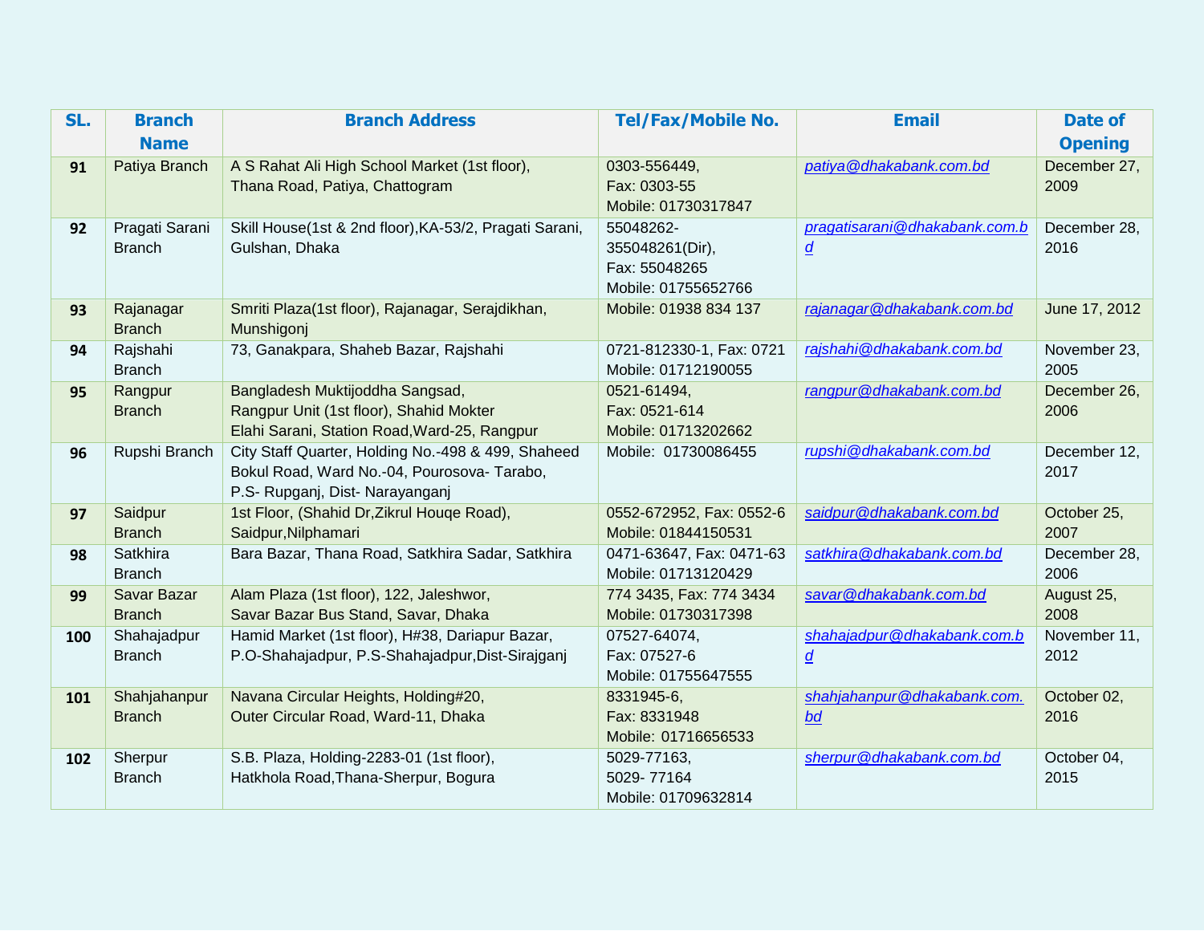| SL. | Branch Name | Branch Address | Tel/Fax/Mobile No. | Email | Date of Opening |
|---|---|---|---|---|---|
| 91 | Patiya Branch | A S Rahat Ali High School Market (1st floor), Thana Road, Patiya, Chattogram | 0303-556449, Fax: 0303-55 Mobile: 01730317847 | patiya@dhakabank.com.bd | December 27, 2009 |
| 92 | Pragati Sarani Branch | Skill House(1st & 2nd floor),KA-53/2, Pragati Sarani, Gulshan, Dhaka | 55048262-355048261(Dir), Fax: 55048265 Mobile: 01755652766 | pragatisarani@dhakabank.com.bd | December 28, 2016 |
| 93 | Rajanagar Branch | Smriti Plaza(1st floor), Rajanagar, Serajdikhan, Munshigonj | Mobile: 01938 834 137 | rajanagar@dhakabank.com.bd | June 17, 2012 |
| 94 | Rajshahi Branch | 73, Ganakpara, Shaheb Bazar, Rajshahi | 0721-812330-1, Fax: 0721 Mobile: 01712190055 | rajshahi@dhakabank.com.bd | November 23, 2005 |
| 95 | Rangpur Branch | Bangladesh Muktijoddha Sangsad, Rangpur Unit (1st floor), Shahid Mokter Elahi Sarani, Station Road,Ward-25, Rangpur | 0521-61494, Fax: 0521-614 Mobile: 01713202662 | rangpur@dhakabank.com.bd | December 26, 2006 |
| 96 | Rupshi Branch | City Staff Quarter, Holding No.-498 & 499, Shaheed Bokul Road, Ward No.-04, Pourosova- Tarabo, P.S- Rupganj, Dist- Narayanganj | Mobile: 01730086455 | rupshi@dhakabank.com.bd | December 12, 2017 |
| 97 | Saidpur Branch | 1st Floor, (Shahid Dr,Zikrul Houqe Road), Saidpur,Nilphamari | 0552-672952, Fax: 0552-6 Mobile: 01844150531 | saidpur@dhakabank.com.bd | October 25, 2007 |
| 98 | Satkhira Branch | Bara Bazar, Thana Road, Satkhira Sadar, Satkhira | 0471-63647, Fax: 0471-63 Mobile: 01713120429 | satkhira@dhakabank.com.bd | December 28, 2006 |
| 99 | Savar Bazar Branch | Alam Plaza (1st floor), 122, Jaleshwor, Savar Bazar Bus Stand, Savar, Dhaka | 774 3435, Fax: 774 3434 Mobile: 01730317398 | savar@dhakabank.com.bd | August 25, 2008 |
| 100 | Shahajadpur Branch | Hamid Market (1st floor), H#38, Dariapur Bazar, P.O-Shahajadpur, P.S-Shahajadpur,Dist-Sirajganj | 07527-64074, Fax: 07527-6 Mobile: 01755647555 | shahajadpur@dhakabank.com.bd | November 11, 2012 |
| 101 | Shahjahanpur Branch | Navana Circular Heights, Holding#20, Outer Circular Road, Ward-11, Dhaka | 8331945-6, Fax: 8331948 Mobile: 01716656533 | shahjahanpur@dhakabank.com.bd | October 02, 2016 |
| 102 | Sherpur Branch | S.B. Plaza, Holding-2283-01 (1st floor), Hatkhola Road,Thana-Sherpur, Bogura | 5029-77163, 5029- 77164 Mobile: 01709632814 | sherpur@dhakabank.com.bd | October 04, 2015 |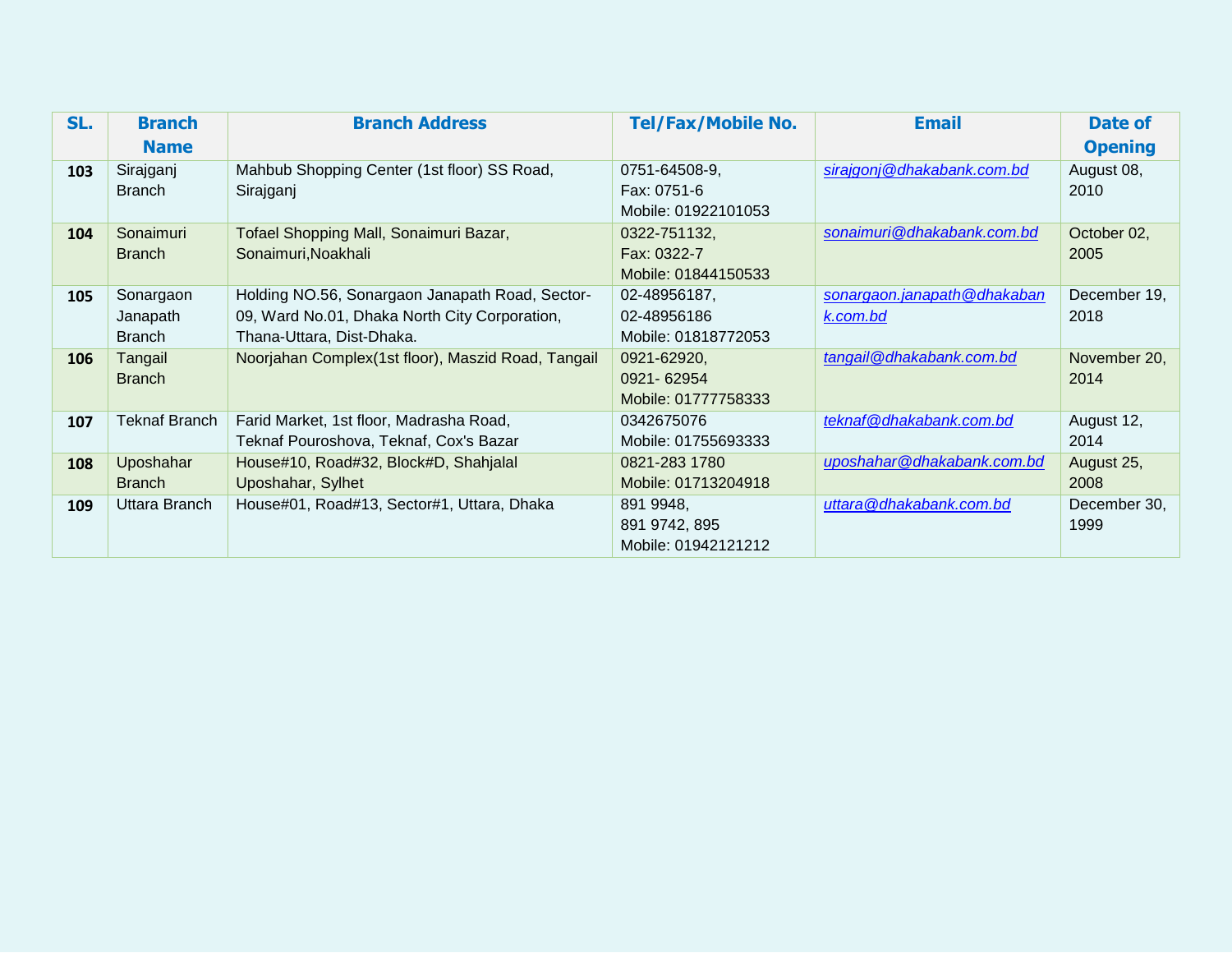| SL. | Branch Name | Branch Address | Tel/Fax/Mobile No. | Email | Date of Opening |
|---|---|---|---|---|---|
| 103 | Sirajganj Branch | Mahbub Shopping Center (1st floor) SS Road, Sirajganj | 0751-64508-9, Fax: 0751-6 Mobile: 01922101053 | sirajgonj@dhakabank.com.bd | August 08, 2010 |
| 104 | Sonaimuri Branch | Tofael Shopping Mall, Sonaimuri Bazar, Sonaimuri,Noakhali | 0322-751132, Fax: 0322-7 Mobile: 01844150533 | sonaimuri@dhakabank.com.bd | October 02, 2005 |
| 105 | Sonargaon Janapath Branch | Holding NO.56, Sonargaon Janapath Road, Sector-09, Ward No.01, Dhaka North City Corporation, Thana-Uttara, Dist-Dhaka. | 02-48956187, 02-48956186 Mobile: 01818772053 | sonargaon.janapath@dhakabank.com.bd | December 19, 2018 |
| 106 | Tangail Branch | Noorjahan Complex(1st floor), Maszid Road, Tangail | 0921-62920, 0921- 62954 Mobile: 01777758333 | tangail@dhakabank.com.bd | November 20, 2014 |
| 107 | Teknaf Branch | Farid Market, 1st floor, Madrasha Road, Teknaf Pouroshova, Teknaf, Cox's Bazar | 0342675076 Mobile: 01755693333 | teknaf@dhakabank.com.bd | August 12, 2014 |
| 108 | Uposhahar Branch | House#10, Road#32, Block#D, Shahjalal Uposhahar, Sylhet | 0821-283 1780 Mobile: 01713204918 | uposhahar@dhakabank.com.bd | August 25, 2008 |
| 109 | Uttara Branch | House#01, Road#13, Sector#1, Uttara, Dhaka | 891 9948, 891 9742, 895 Mobile: 01942121212 | uttara@dhakabank.com.bd | December 30, 1999 |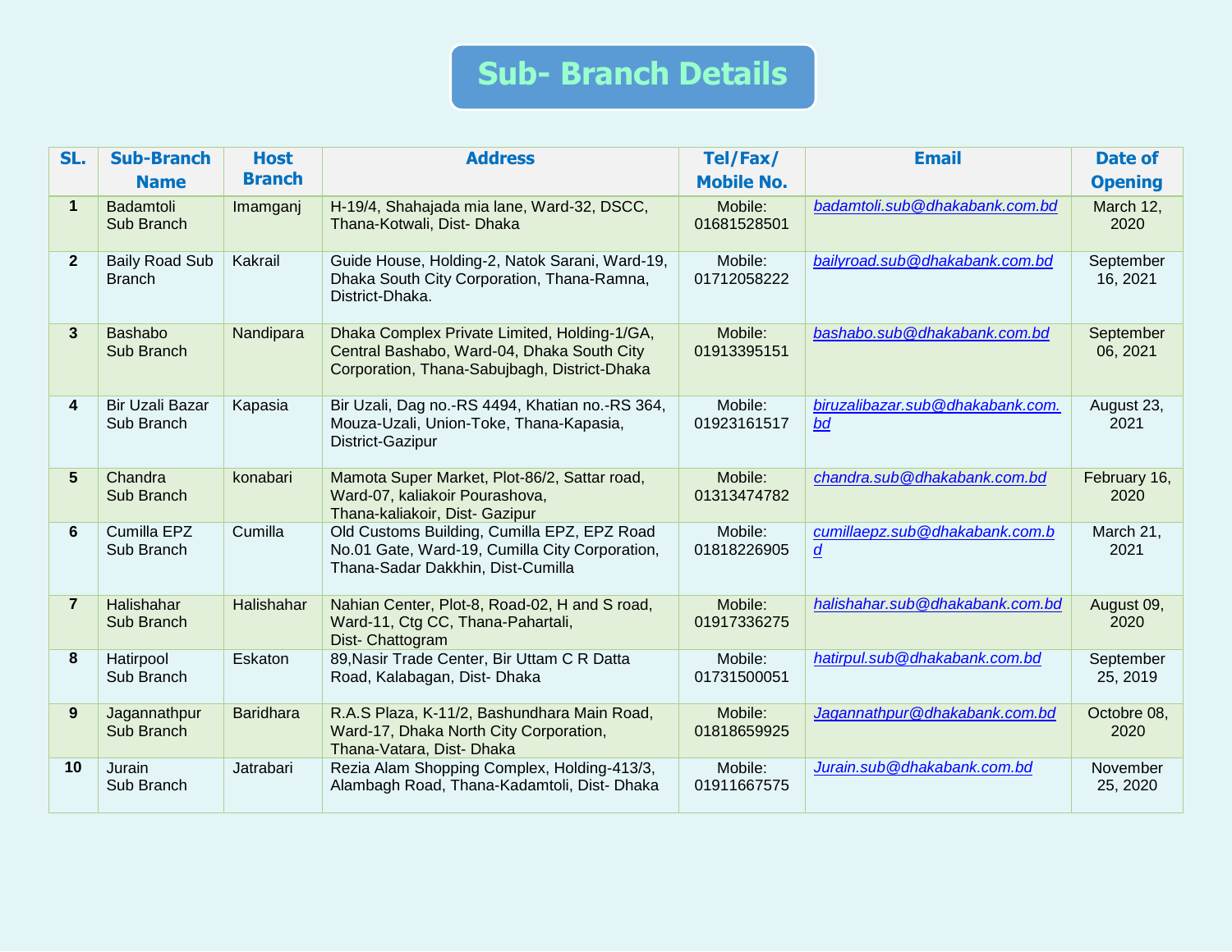# Sub- Branch Details

| SL. | Sub-Branch Name | Host Branch | Address | Tel/Fax/ Mobile No. | Email | Date of Opening |
|---|---|---|---|---|---|---|
| 1 | Badamtoli Sub Branch | Imamganj | H-19/4, Shahajada mia lane, Ward-32, DSCC, Thana-Kotwali, Dist- Dhaka | Mobile: 01681528501 | badamtoli.sub@dhakabank.com.bd | March 12, 2020 |
| 2 | Baily Road Sub Branch | Kakrail | Guide House, Holding-2, Natok Sarani, Ward-19, Dhaka South City Corporation, Thana-Ramna, District-Dhaka. | Mobile: 01712058222 | bailyroad.sub@dhakabank.com.bd | September 16, 2021 |
| 3 | Bashabo Sub Branch | Nandipara | Dhaka Complex Private Limited, Holding-1/GA, Central Bashabo, Ward-04, Dhaka South City Corporation, Thana-Sabujbagh, District-Dhaka | Mobile: 01913395151 | bashabo.sub@dhakabank.com.bd | September 06, 2021 |
| 4 | Bir Uzali Bazar Sub Branch | Kapasia | Bir Uzali, Dag no.-RS 4494, Khatian no.-RS 364, Mouza-Uzali, Union-Toke, Thana-Kapasia, District-Gazipur | Mobile: 01923161517 | biruzalibazar.sub@dhakabank.com.bd | August 23, 2021 |
| 5 | Chandra Sub Branch | konabari | Mamota Super Market, Plot-86/2, Sattar road, Ward-07, kaliakoir Pourashova, Thana-kaliakoir, Dist- Gazipur | Mobile: 01313474782 | chandra.sub@dhakabank.com.bd | February 16, 2020 |
| 6 | Cumilla EPZ Sub Branch | Cumilla | Old Customs Building, Cumilla EPZ, EPZ Road No.01 Gate, Ward-19, Cumilla City Corporation, Thana-Sadar Dakkhin, Dist-Cumilla | Mobile: 01818226905 | cumillaepz.sub@dhakabank.com.bd | March 21, 2021 |
| 7 | Halishahar Sub Branch | Halishahar | Nahian Center, Plot-8, Road-02, H and S road, Ward-11, Ctg CC, Thana-Pahartali, Dist- Chattogram | Mobile: 01917336275 | halishahar.sub@dhakabank.com.bd | August 09, 2020 |
| 8 | Hatirpool Sub Branch | Eskaton | 89,Nasir Trade Center, Bir Uttam C R Datta Road, Kalabagan, Dist- Dhaka | Mobile: 01731500051 | hatirpul.sub@dhakabank.com.bd | September 25, 2019 |
| 9 | Jagannathpur Sub Branch | Baridhara | R.A.S Plaza, K-11/2, Bashundhara Main Road, Ward-17, Dhaka North City Corporation, Thana-Vatara, Dist- Dhaka | Mobile: 01818659925 | Jagannathpur@dhakabank.com.bd | Octobre 08, 2020 |
| 10 | Jurain Sub Branch | Jatrabari | Rezia Alam Shopping Complex, Holding-413/3, Alambagh Road, Thana-Kadamtoli, Dist- Dhaka | Mobile: 01911667575 | Jurain.sub@dhakabank.com.bd | November 25, 2020 |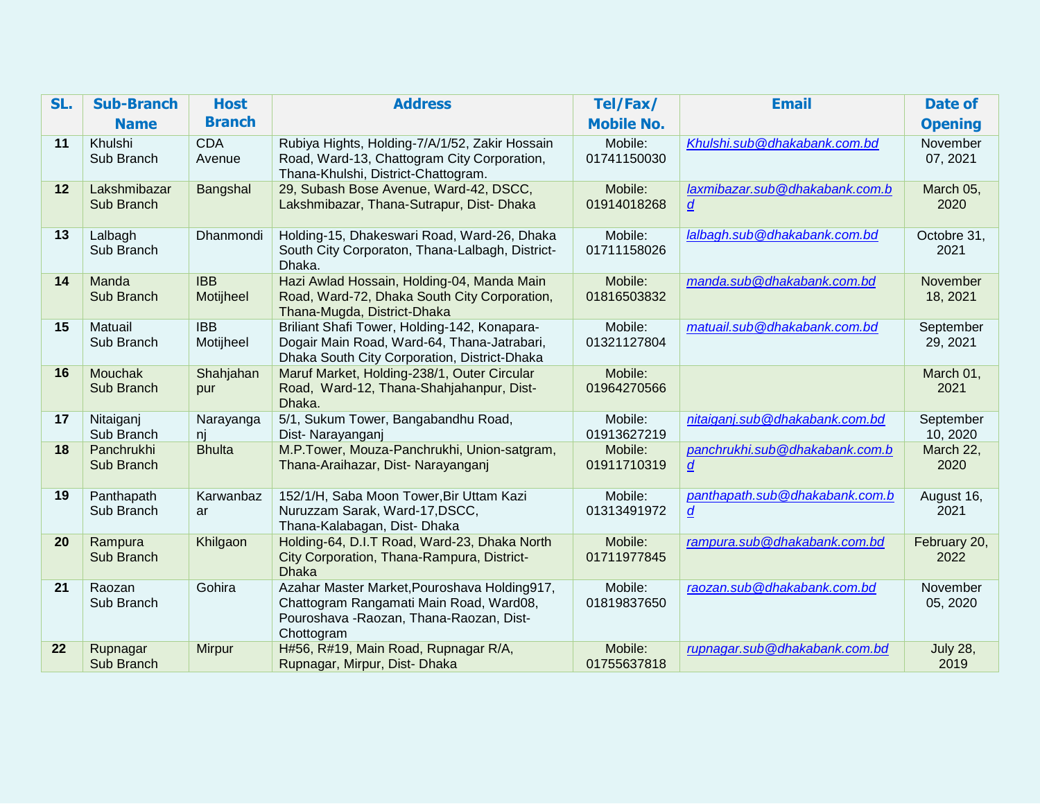| SL. | Sub-Branch Name | Host Branch | Address | Tel/Fax/ Mobile No. | Email | Date of Opening |
|---|---|---|---|---|---|---|
| 11 | Khulshi Sub Branch | CDA Avenue | Rubiya Hights, Holding-7/A/1/52, Zakir Hossain Road, Ward-13, Chattogram City Corporation, Thana-Khulshi, District-Chattogram. | Mobile: 01741150030 | Khulshi.sub@dhakabank.com.bd | November 07, 2021 |
| 12 | Lakshmibazar Sub Branch | Bangshal | 29, Subash Bose Avenue, Ward-42, DSCC, Lakshmibazar, Thana-Sutrapur, Dist- Dhaka | Mobile: 01914018268 | laxmibazar.sub@dhakabank.com.bd | March 05, 2020 |
| 13 | Lalbagh Sub Branch | Dhanmondi | Holding-15, Dhakeswari Road, Ward-26, Dhaka South City Corporaton, Thana-Lalbagh, District-Dhaka. | Mobile: 01711158026 | lalbagh.sub@dhakabank.com.bd | Octobre 31, 2021 |
| 14 | Manda Sub Branch | IBB Motijheel | Hazi Awlad Hossain, Holding-04, Manda Main Road, Ward-72, Dhaka South City Corporation, Thana-Mugda, District-Dhaka | Mobile: 01816503832 | manda.sub@dhakabank.com.bd | November 18, 2021 |
| 15 | Matuail Sub Branch | IBB Motijheel | Briliant Shafi Tower, Holding-142, Konapara-Dogair Main Road, Ward-64, Thana-Jatrabari, Dhaka South City Corporation, District-Dhaka | Mobile: 01321127804 | matuail.sub@dhakabank.com.bd | September 29, 2021 |
| 16 | Mouchak Sub Branch | Shahjahanpur | Maruf Market, Holding-238/1, Outer Circular Road, Ward-12, Thana-Shahjahanpur, Dist-Dhaka. | Mobile: 01964270566 | | March 01, 2021 |
| 17 | Nitaiganj Sub Branch | Narayanganj | 5/1, Sukum Tower, Bangabandhu Road, Dist- Narayanganj | Mobile: 01913627219 | nitaiganj.sub@dhakabank.com.bd | September 10, 2020 |
| 18 | Panchrukhi Sub Branch | Bhulta | M.P.Tower, Mouza-Panchrukhi, Union-satgram, Thana-Araihazar, Dist- Narayanganj | Mobile: 01911710319 | panchrukhi.sub@dhakabank.com.bd | March 22, 2020 |
| 19 | Panthapath Sub Branch | Karwanbazar | 152/1/H, Saba Moon Tower,Bir Uttam Kazi Nuruzzam Sarak, Ward-17,DSCC, Thana-Kalabagan, Dist- Dhaka | Mobile: 01313491972 | panthapath.sub@dhakabank.com.bd | August 16, 2021 |
| 20 | Rampura Sub Branch | Khilgaon | Holding-64, D.I.T Road, Ward-23, Dhaka North City Corporation, Thana-Rampura, District-Dhaka | Mobile: 01711977845 | rampura.sub@dhakabank.com.bd | February 20, 2022 |
| 21 | Raozan Sub Branch | Gohira | Azahar Master Market,Pouroshava Holding917, Chattogram Rangamati Main Road, Ward08, Pouroshava -Raozan, Thana-Raozan, Dist-Chottogram | Mobile: 01819837650 | raozan.sub@dhakabank.com.bd | November 05, 2020 |
| 22 | Rupnagar Sub Branch | Mirpur | H#56, R#19, Main Road, Rupnagar R/A, Rupnagar, Mirpur, Dist- Dhaka | Mobile: 01755637818 | rupnagar.sub@dhakabank.com.bd | July 28, 2019 |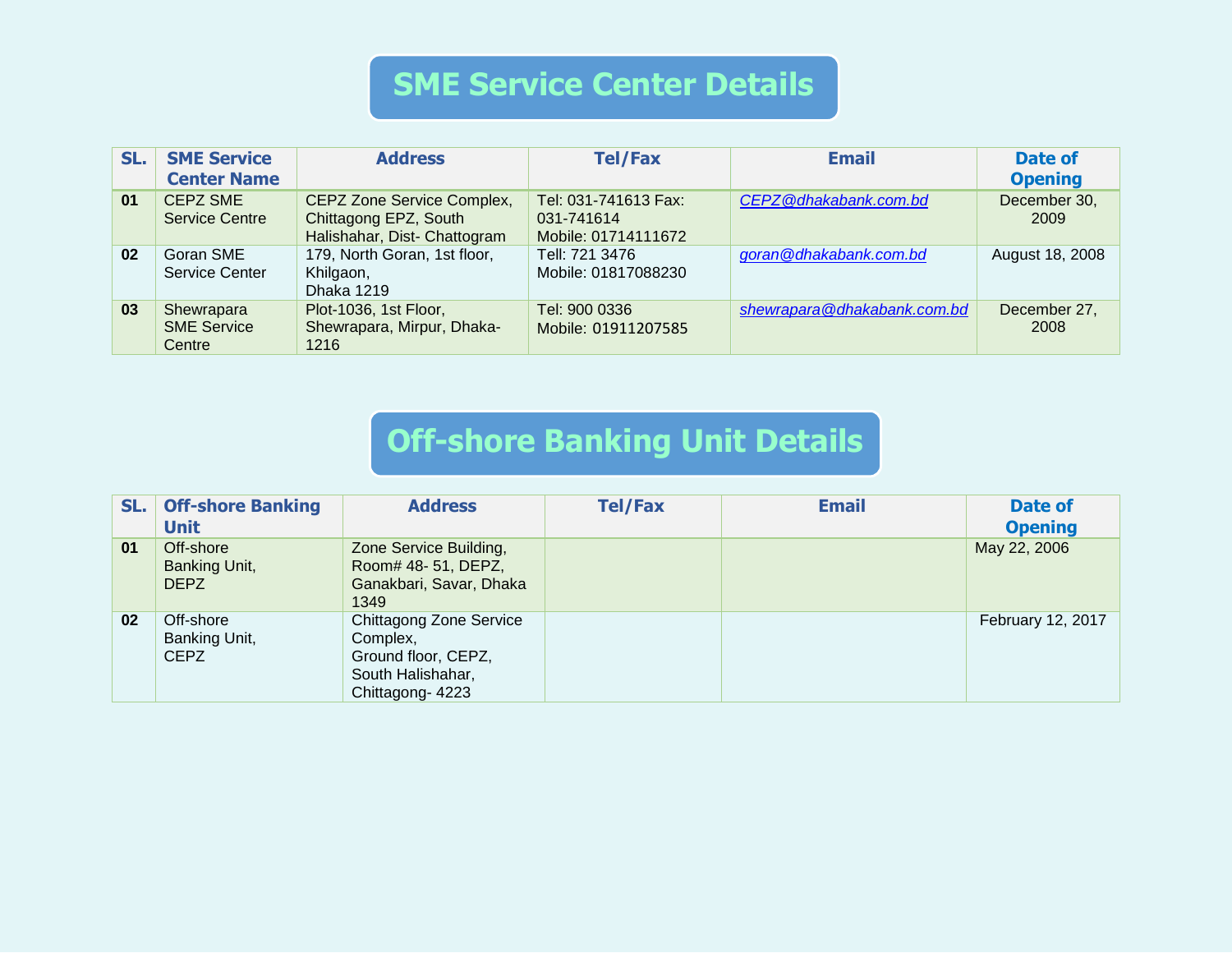# SME Service Center Details

| SL. | SME Service Center Name | Address | Tel/Fax | Email | Date of Opening |
|---|---|---|---|---|---|
| **01** | CEPZ SME Service Centre | CEPZ Zone Service Complex, Chittagong EPZ, South Halishahar, Dist- Chattogram | Tel: 031-741613 Fax: 031-741614 Mobile: 01714111672 | *CEPZ@dhakabank.com.bd* | December 30, 2009 |
| **02** | Goran SME Service Center | 179, North Goran, 1st floor, Khilgaon, Dhaka 1219 | Tell: 721 3476 Mobile: 01817088230 | *goran@dhakabank.com.bd* | August 18, 2008 |
| **03** | Shewrapara SME Service Centre | Plot-1036, 1st Floor, Shewrapara, Mirpur, Dhaka-1216 | Tel: 900 0336 Mobile: 01911207585 | *shewrapara@dhakabank.com.bd* | December 27, 2008 |

# Off-shore Banking Unit Details

| SL. | Off-shore Banking Unit | Address | Tel/Fax | Email | Date of Opening |
|---|---|---|---|---|---|
| **01** | Off-shore Banking Unit, DEPZ | Zone Service Building, Room# 48- 51, DEPZ, Ganakbari, Savar, Dhaka 1349 | | | May 22, 2006 |
| **02** | Off-shore Banking Unit, CEPZ | Chittagong Zone Service Complex, Ground floor, CEPZ, South Halishahar, Chittagong- 4223 | | | February 12, 2017 |